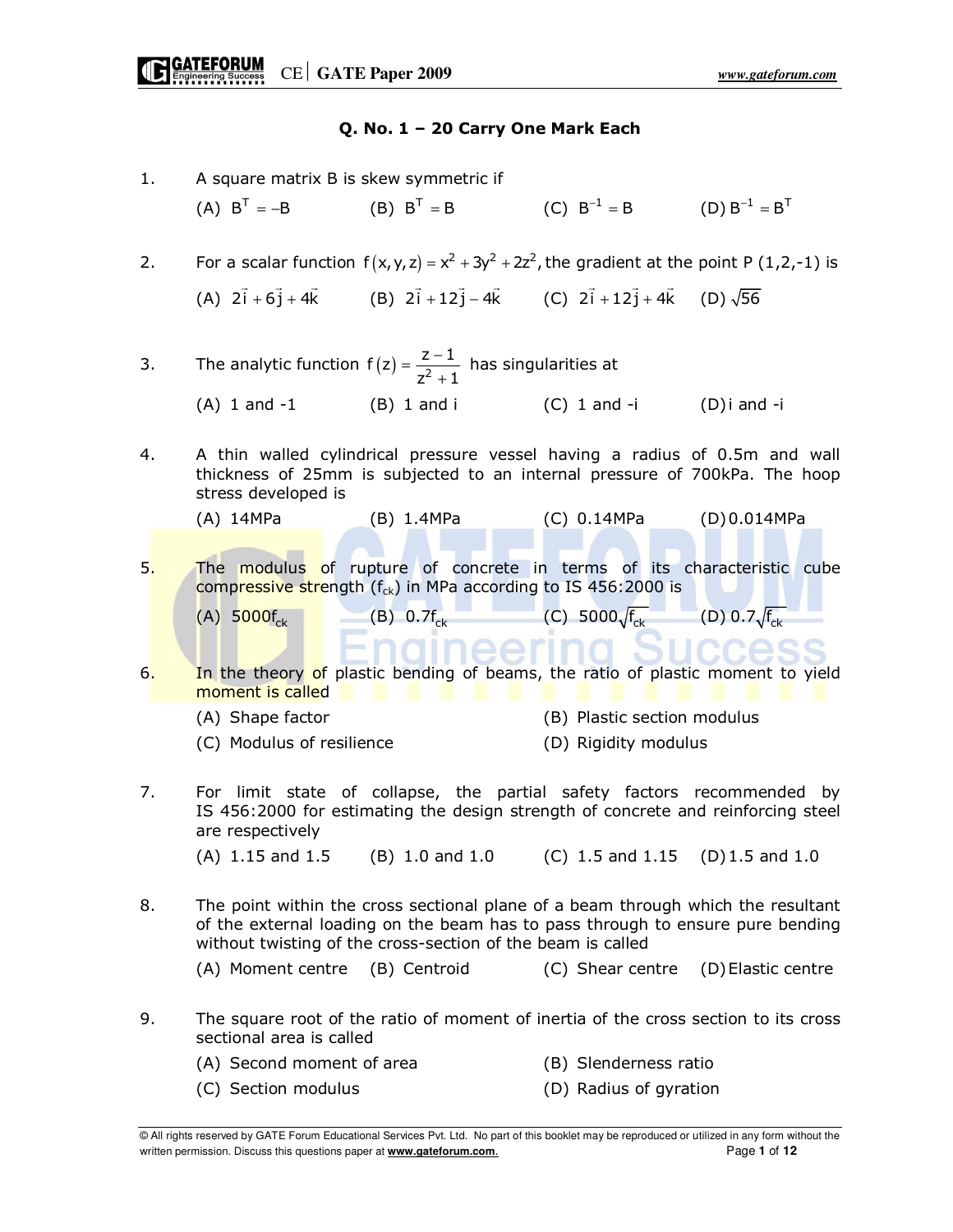### Q. No. 1 – 20 Carry One Mark Each

1. A square matrix B is skew symmetric if

   (A) $B^T = -B$ (B) $B^T = B$ (C) $B^{-1} = B$ (D) $B^{-1} = B^T$

2. For a scalar function $f(x,y,z) = x^2 + 3y^2 + 2z^2$, the gradient at the point P (1,2,-1) is

   (A) $2\vec{i} + 6\vec{j} + 4\vec{k}$ (B) $2\vec{i} + 12\vec{j} - 4\vec{k}$ (C) $2\vec{i} + 12\vec{j} + 4\vec{k}$ (D) $\sqrt{56}$

3. The analytic function $f(z) = \dfrac{z-1}{z^2+1}$ has singularities at

   (A) 1 and -1 (B) 1 and i (C) 1 and -i (D) i and -i

4. A thin walled cylindrical pressure vessel having a radius of 0.5m and wall thickness of 25mm is subjected to an internal pressure of 700kPa. The hoop stress developed is

   (A) 14MPa (B) 1.4MPa (C) 0.14MPa (D) 0.014MPa

5. The modulus of rupture of concrete in terms of its characteristic cube compressive strength ($f_{ck}$) in MPa according to IS 456:2000 is

   (A) $5000 f_{ck}$ (B) $0.7 f_{ck}$ (C) $5000\sqrt{f_{ck}}$ (D) $0.7\sqrt{f_{ck}}$

6. In the theory of plastic bending of beams, the ratio of plastic moment to yield moment is called

   (A) Shape factor (B) Plastic section modulus
   (C) Modulus of resilience (D) Rigidity modulus

7. For limit state of collapse, the partial safety factors recommended by IS 456:2000 for estimating the design strength of concrete and reinforcing steel are respectively

   (A) 1.15 and 1.5 (B) 1.0 and 1.0 (C) 1.5 and 1.15 (D) 1.5 and 1.0

8. The point within the cross sectional plane of a beam through which the resultant of the external loading on the beam has to pass through to ensure pure bending without twisting of the cross-section of the beam is called

   (A) Moment centre (B) Centroid (C) Shear centre (D) Elastic centre

9. The square root of the ratio of moment of inertia of the cross section to its cross sectional area is called

   (A) Second moment of area (B) Slenderness ratio
   (C) Section modulus (D) Radius of gyration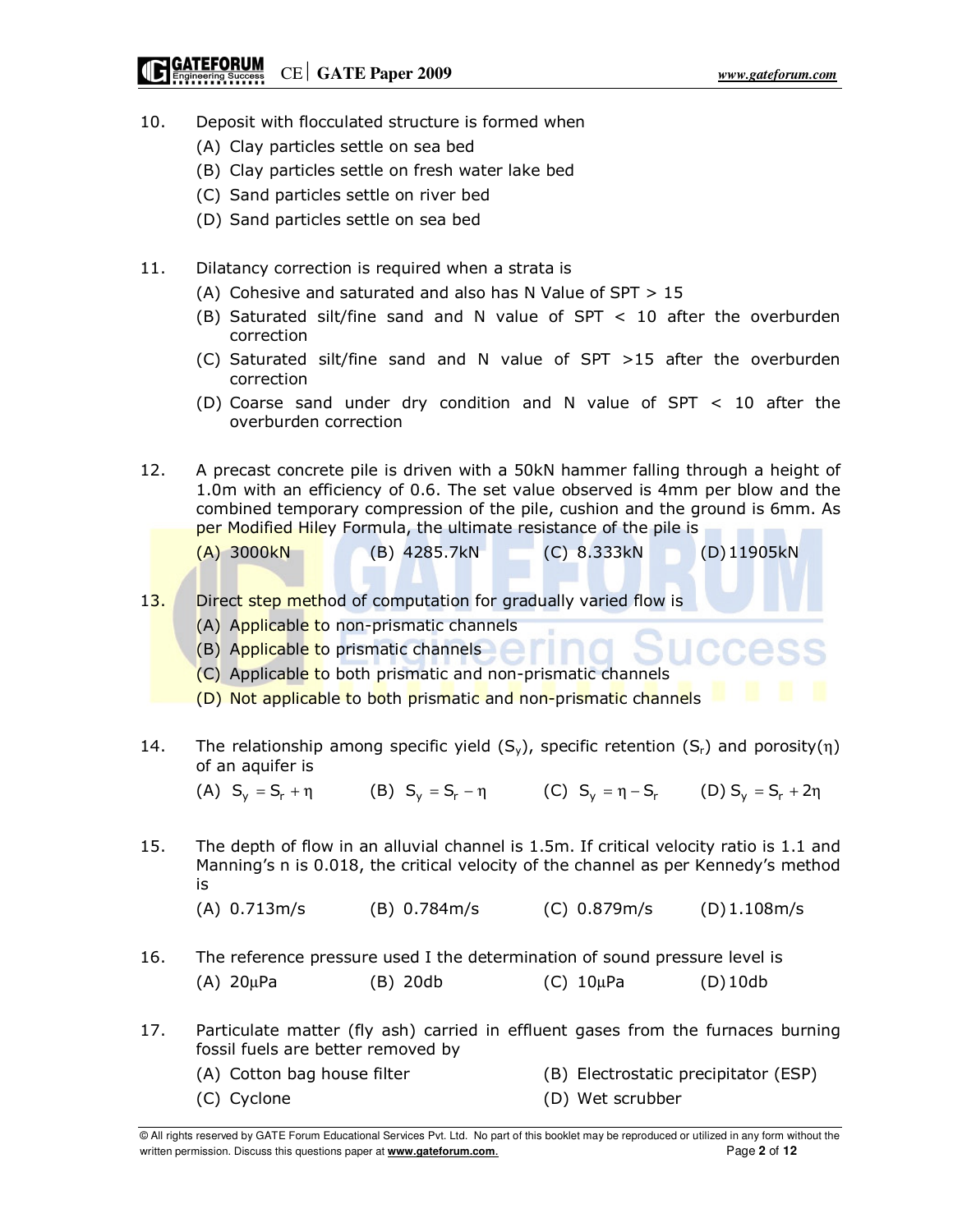10. Deposit with flocculated structure is formed when
    (A) Clay particles settle on sea bed
    (B) Clay particles settle on fresh water lake bed
    (C) Sand particles settle on river bed
    (D) Sand particles settle on sea bed

11. Dilatancy correction is required when a strata is
    (A) Cohesive and saturated and also has N Value of SPT > 15
    (B) Saturated silt/fine sand and N value of SPT < 10 after the overburden correction
    (C) Saturated silt/fine sand and N value of SPT >15 after the overburden correction
    (D) Coarse sand under dry condition and N value of SPT < 10 after the overburden correction

12. A precast concrete pile is driven with a 50kN hammer falling through a height of 1.0m with an efficiency of 0.6. The set value observed is 4mm per blow and the combined temporary compression of the pile, cushion and the ground is 6mm. As per Modified Hiley Formula, the ultimate resistance of the pile is
    (A) 3000kN (B) 4285.7kN (C) 8.333kN (D) 11905kN

13. Direct step method of computation for gradually varied flow is
    (A) Applicable to non-prismatic channels
    (B) Applicable to prismatic channels
    (C) Applicable to both prismatic and non-prismatic channels
    (D) Not applicable to both prismatic and non-prismatic channels

14. The relationship among specific yield ($S_y$), specific retention ($S_r$) and porosity($\eta$) of an aquifer is
    (A) $S_y = S_r + \eta$ (B) $S_y = S_r - \eta$ (C) $S_y = \eta - S_r$ (D) $S_y = S_r + 2\eta$

15. The depth of flow in an alluvial channel is 1.5m. If critical velocity ratio is 1.1 and Manning's n is 0.018, the critical velocity of the channel as per Kennedy's method is
    (A) 0.713m/s (B) 0.784m/s (C) 0.879m/s (D) 1.108m/s

16. The reference pressure used I the determination of sound pressure level is
    (A) 20μPa (B) 20db (C) 10μPa (D) 10db

17. Particulate matter (fly ash) carried in effluent gases from the furnaces burning fossil fuels are better removed by
    (A) Cotton bag house filter
    (B) Electrostatic precipitator (ESP)
    (C) Cyclone
    (D) Wet scrubber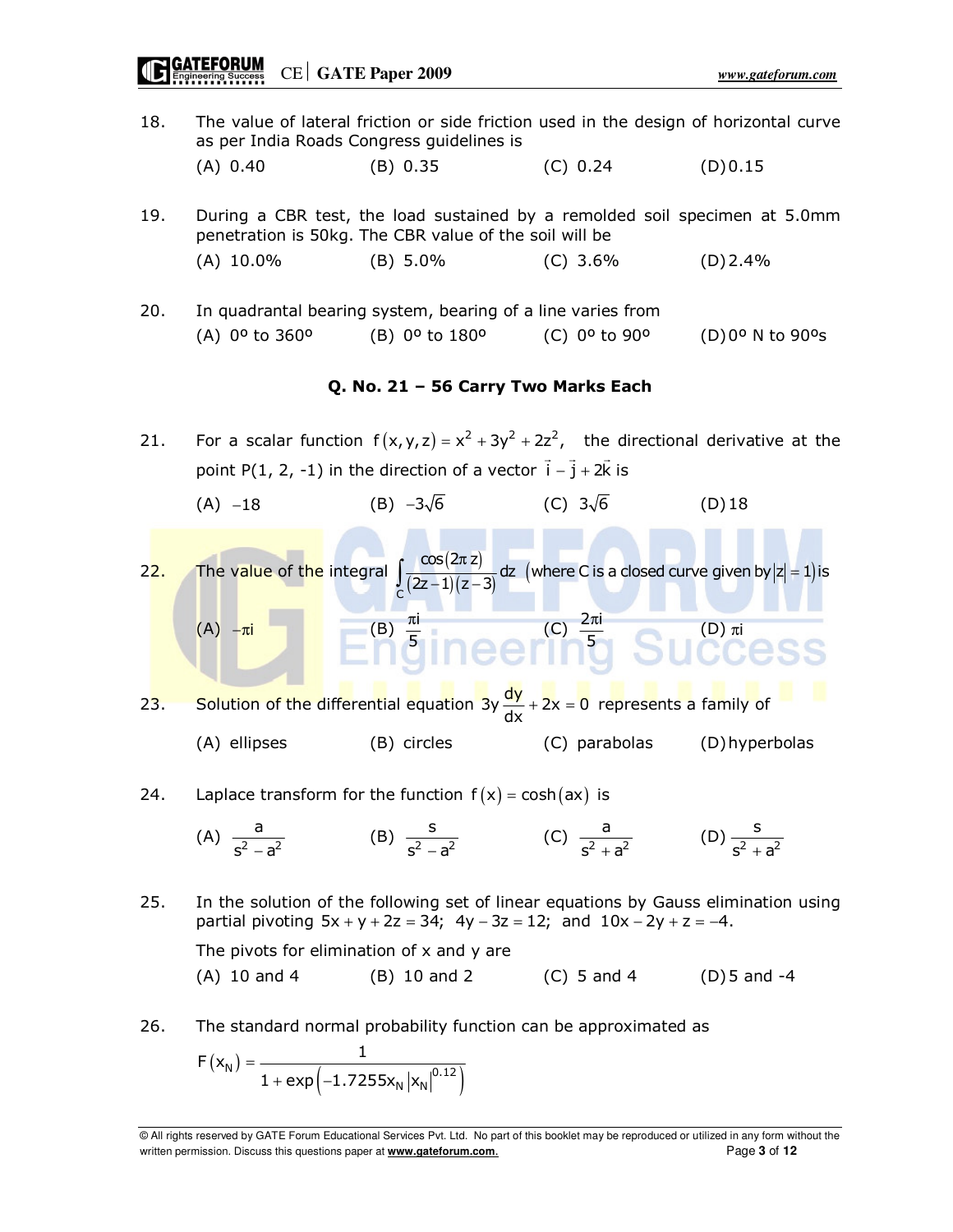18. The value of lateral friction or side friction used in the design of horizontal curve as per India Roads Congress guidelines is

(A) 0.40 (B) 0.35 (C) 0.24 (D) 0.15

19. During a CBR test, the load sustained by a remolded soil specimen at 5.0mm penetration is 50kg. The CBR value of the soil will be

(A) 10.0% (B) 5.0% (C) 3.6% (D) 2.4%

20. In quadrantal bearing system, bearing of a line varies from

(A) 0º to 360º (B) 0º to 180º (C) 0º to 90º (D) 0º N to 90ºs

### Q. No. 21 – 56 Carry Two Marks Each

21. For a scalar function $f(x,y,z) = x^2 + 3y^2 + 2z^2$, the directional derivative at the point P(1, 2, -1) in the direction of a vector $\vec{i} - \vec{j} + 2\vec{k}$ is

(A) $-18$ (B) $-3\sqrt{6}$ (C) $3\sqrt{6}$ (D) 18

22. The value of the integral $\int_C \frac{\cos(2\pi z)}{(2z-1)(z-3)} dz$ (where C is a closed curve given by $|z| = 1$) is

(A) $-\pi i$ (B) $\frac{\pi i}{5}$ (C) $\frac{2\pi i}{5}$ (D) $\pi i$

23. Solution of the differential equation $3y\frac{dy}{dx} + 2x = 0$ represents a family of

(A) ellipses (B) circles (C) parabolas (D) hyperbolas

24. Laplace transform for the function $f(x) = \cosh(ax)$ is

(A) $\frac{a}{s^2 - a^2}$ (B) $\frac{s}{s^2 - a^2}$ (C) $\frac{a}{s^2 + a^2}$ (D) $\frac{s}{s^2 + a^2}$

25. In the solution of the following set of linear equations by Gauss elimination using partial pivoting $5x + y + 2z = 34$; $4y - 3z = 12$; and $10x - 2y + z = -4$.

The pivots for elimination of x and y are

(A) 10 and 4 (B) 10 and 2 (C) 5 and 4 (D) 5 and -4

26. The standard normal probability function can be approximated as

$$F(x_N) = \frac{1}{1 + \exp\left(-1.7255 x_N |x_N|^{0.12}\right)}$$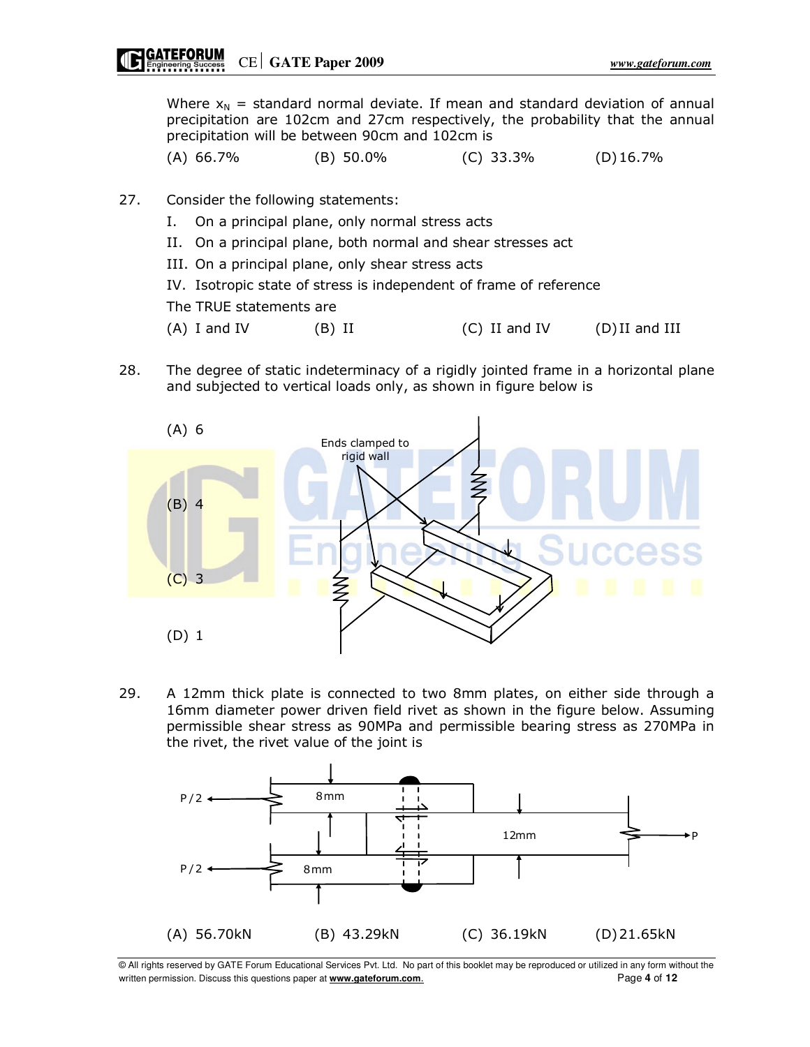Where $x_N$ = standard normal deviate. If mean and standard deviation of annual precipitation are 102cm and 27cm respectively, the probability that the annual precipitation will be between 90cm and 102cm is

(A) 66.7% (B) 50.0% (C) 33.3% (D) 16.7%

27. Consider the following statements:

I. On a principal plane, only normal stress acts

II. On a principal plane, both normal and shear stresses act

III. On a principal plane, only shear stress acts

IV. Isotropic state of stress is independent of frame of reference

The TRUE statements are

(A) I and IV (B) II (C) II and IV (D) II and III

28. The degree of static indeterminacy of a rigidly jointed frame in a horizontal plane and subjected to vertical loads only, as shown in figure below is

(A) 6

(B) 4

(C) 3

(D) 1

Ends clamped to rigid wall

29. A 12mm thick plate is connected to two 8mm plates, on either side through a 16mm diameter power driven field rivet as shown in the figure below. Assuming permissible shear stress as 90MPa and permissible bearing stress as 270MPa in the rivet, the rivet value of the joint is

P/2

P/2

8mm

8mm

12mm

P

(A) 56.70kN (B) 43.29kN (C) 36.19kN (D) 21.65kN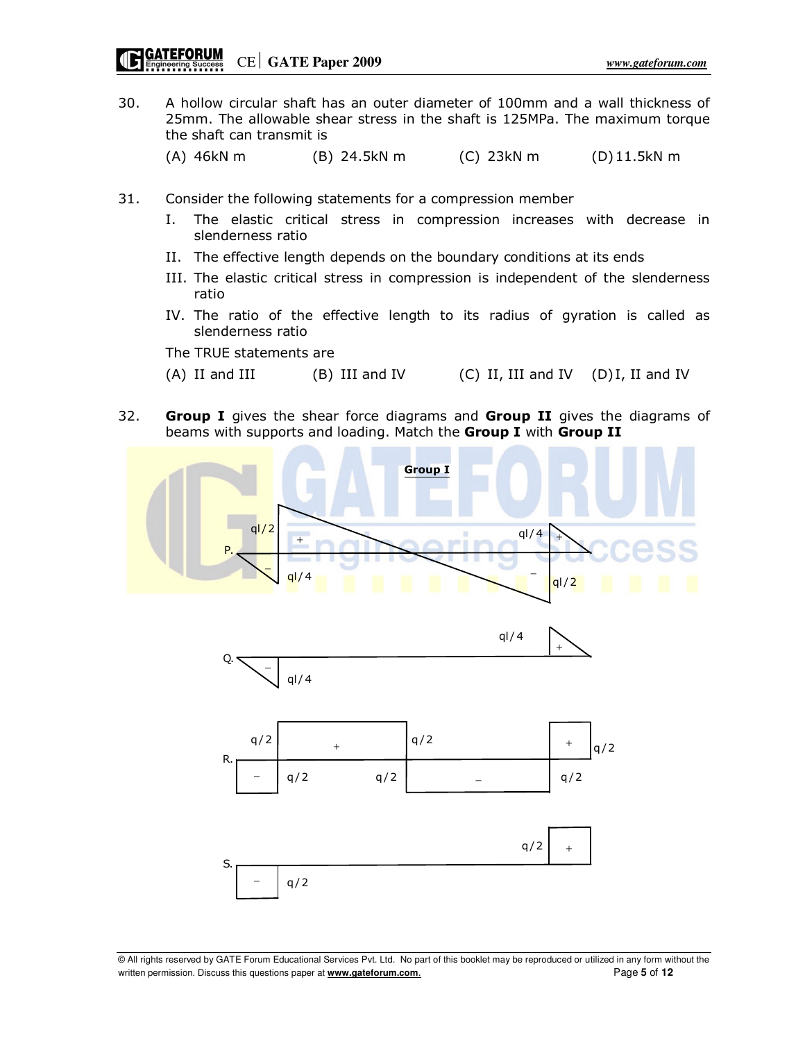30. A hollow circular shaft has an outer diameter of 100mm and a wall thickness of 25mm. The allowable shear stress in the shaft is 125MPa. The maximum torque the shaft can transmit is

 (A) 46kN m (B) 24.5kN m (C) 23kN m (D) 11.5kN m

31. Consider the following statements for a compression member

 I. The elastic critical stress in compression increases with decrease in slenderness ratio

 II. The effective length depends on the boundary conditions at its ends

 III. The elastic critical stress in compression is independent of the slenderness ratio

 IV. The ratio of the effective length to its radius of gyration is called as slenderness ratio

 The TRUE statements are

 (A) II and III (B) III and IV (C) II, III and IV (D) I, II and IV

32. **Group I** gives the shear force diagrams and **Group II** gives the diagrams of beams with supports and loading. Match the **Group I** with **Group II**

**Group I**

P.
ql/2
+
–
ql/4
ql/4
+
–
ql/2

Q.
–
ql/4
ql/4
+

R.
q/2
+
–
q/2
q/2
q/2
–
+
q/2
q/2

S.
–
q/2
q/2
+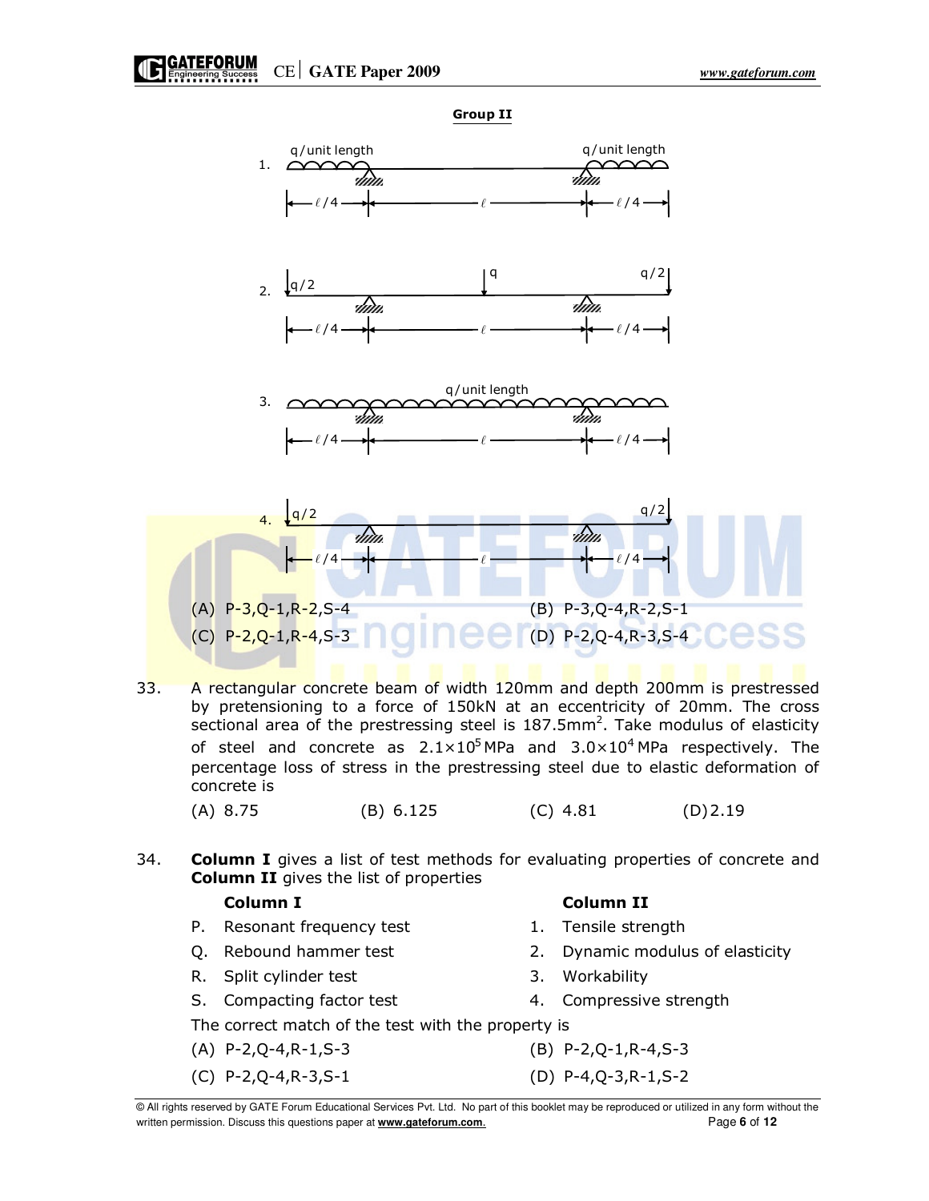**Group II**

1. q/unit length, q/unit length; ℓ/4, ℓ, ℓ/4

2. q/2, q, q/2; ℓ/4, ℓ, ℓ/4

3. q/unit length; ℓ/4, ℓ, ℓ/4

4. q/2, q/2; ℓ/4, ℓ, ℓ/4

(A) P-3,Q-1,R-2,S-4
(B) P-3,Q-4,R-2,S-1
(C) P-2,Q-1,R-4,S-3
(D) P-2,Q-4,R-3,S-4

33. A rectangular concrete beam of width 120mm and depth 200mm is prestressed by pretensioning to a force of 150kN at an eccentricity of 20mm. The cross sectional area of the prestressing steel is 187.5mm$^2$. Take modulus of elasticity of steel and concrete as $2.1\times10^5$ MPa and $3.0\times10^4$ MPa respectively. The percentage loss of stress in the prestressing steel due to elastic deformation of concrete is

(A) 8.75
(B) 6.125
(C) 4.81
(D) 2.19

34. **Column I** gives a list of test methods for evaluating properties of concrete and **Column II** gives the list of properties

| **Column I** | **Column II** |
|---|---|
| P. Resonant frequency test | 1. Tensile strength |
| Q. Rebound hammer test | 2. Dynamic modulus of elasticity |
| R. Split cylinder test | 3. Workability |
| S. Compacting factor test | 4. Compressive strength |

The correct match of the test with the property is

(A) P-2,Q-4,R-1,S-3
(B) P-2,Q-1,R-4,S-3
(C) P-2,Q-4,R-3,S-1
(D) P-4,Q-3,R-1,S-2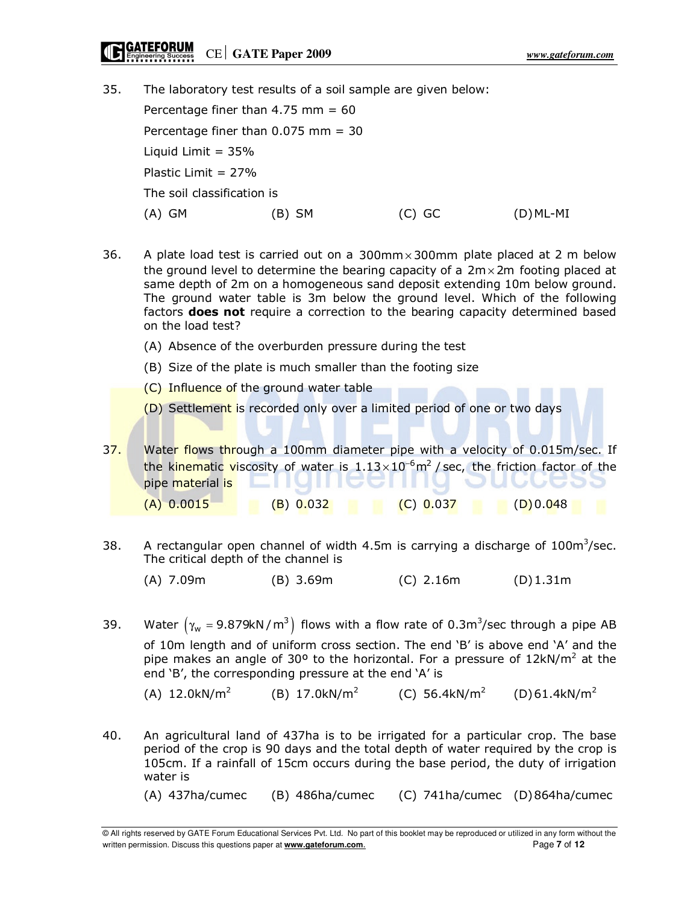35. The laboratory test results of a soil sample are given below:

Percentage finer than 4.75 mm = 60

Percentage finer than 0.075 mm = 30

Liquid Limit = 35%

Plastic Limit = 27%

The soil classification is

(A) GM (B) SM (C) GC (D) ML-MI

36. A plate load test is carried out on a $300\text{mm} \times 300\text{mm}$ plate placed at 2 m below the ground level to determine the bearing capacity of a $2\text{m} \times 2\text{m}$ footing placed at same depth of 2m on a homogeneous sand deposit extending 10m below ground. The ground water table is 3m below the ground level. Which of the following factors **does not** require a correction to the bearing capacity determined based on the load test?

(A) Absence of the overburden pressure during the test

(B) Size of the plate is much smaller than the footing size

(C) Influence of the ground water table

(D) Settlement is recorded only over a limited period of one or two days

37. Water flows through a 100mm diameter pipe with a velocity of 0.015m/sec. If the kinematic viscosity of water is $1.13 \times 10^{-6} \text{m}^2/\text{sec}$, the friction factor of the pipe material is

(A) 0.0015 (B) 0.032 (C) 0.037 (D) 0.048

38. A rectangular open channel of width 4.5m is carrying a discharge of $100\text{m}^3/\text{sec}$. The critical depth of the channel is

(A) 7.09m (B) 3.69m (C) 2.16m (D) 1.31m

39. Water $\left(\gamma_w = 9.879\text{kN}/\text{m}^3\right)$ flows with a flow rate of $0.3\text{m}^3/\text{sec}$ through a pipe AB of 10m length and of uniform cross section. The end 'B' is above end 'A' and the pipe makes an angle of 30º to the horizontal. For a pressure of $12\text{kN}/\text{m}^2$ at the end 'B', the corresponding pressure at the end 'A' is

(A) $12.0\text{kN}/\text{m}^2$ (B) $17.0\text{kN}/\text{m}^2$ (C) $56.4\text{kN}/\text{m}^2$ (D) $61.4\text{kN}/\text{m}^2$

40. An agricultural land of 437ha is to be irrigated for a particular crop. The base period of the crop is 90 days and the total depth of water required by the crop is 105cm. If a rainfall of 15cm occurs during the base period, the duty of irrigation water is

(A) 437ha/cumec (B) 486ha/cumec (C) 741ha/cumec (D) 864ha/cumec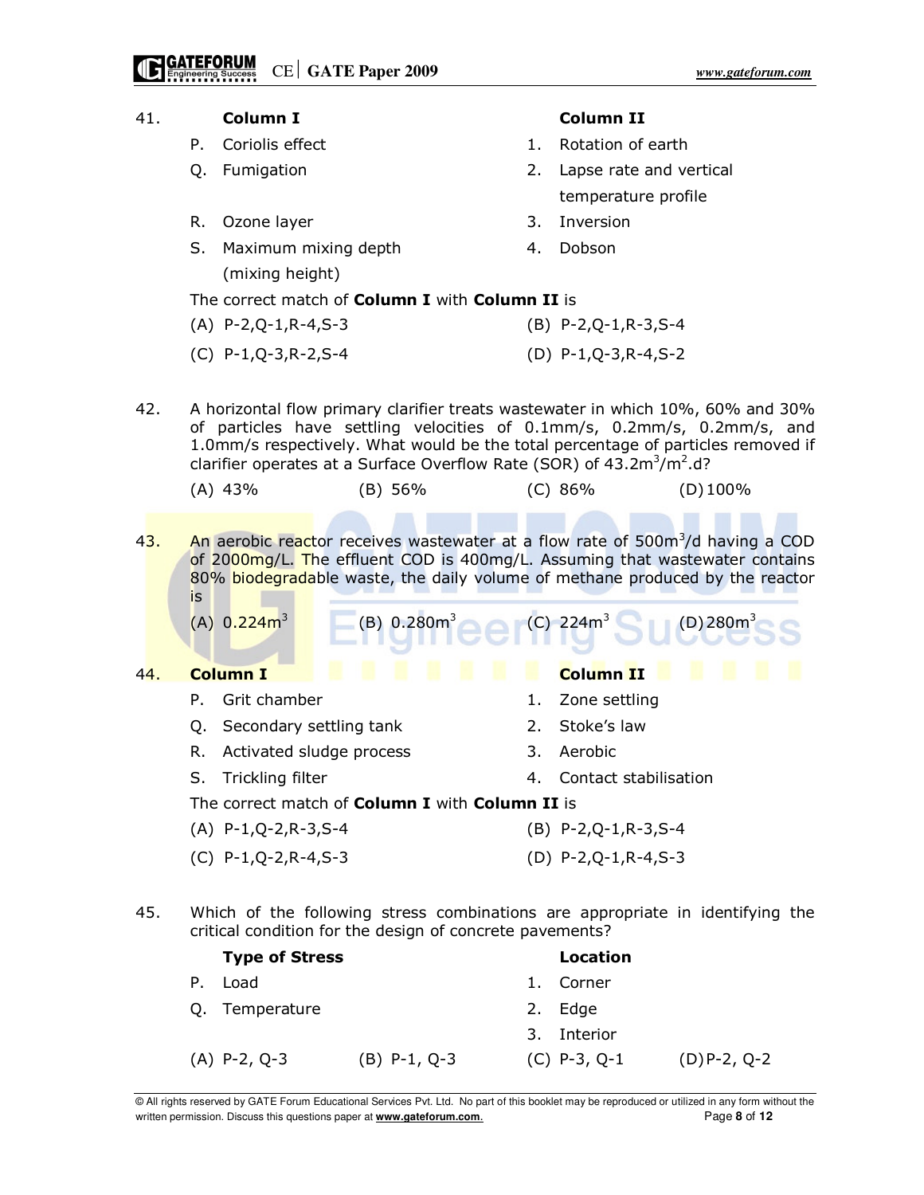41. 

| | Column I | | Column II |
|---|---|---|---|
| P. | Coriolis effect | 1. | Rotation of earth |
| Q. | Fumigation | 2. | Lapse rate and vertical temperature profile |
| R. | Ozone layer | 3. | Inversion |
| S. | Maximum mixing depth (mixing height) | 4. | Dobson |

The correct match of **Column I** with **Column II** is

(A) P-2,Q-1,R-4,S-3 (B) P-2,Q-1,R-3,S-4
(C) P-1,Q-3,R-2,S-4 (D) P-1,Q-3,R-4,S-2

42. A horizontal flow primary clarifier treats wastewater in which 10%, 60% and 30% of particles have settling velocities of 0.1mm/s, 0.2mm/s, 0.2mm/s, and 1.0mm/s respectively. What would be the total percentage of particles removed if clarifier operates at a Surface Overflow Rate (SOR) of $43.2\text{m}^3/\text{m}^2.\text{d}$?

(A) 43% (B) 56% (C) 86% (D) 100%

43. An aerobic reactor receives wastewater at a flow rate of $500\text{m}^3/\text{d}$ having a COD of 2000mg/L. The effluent COD is 400mg/L. Assuming that wastewater contains 80% biodegradable waste, the daily volume of methane produced by the reactor is

(A) $0.224\text{m}^3$ (B) $0.280\text{m}^3$ (C) $224\text{m}^3$ (D) $280\text{m}^3$

44. 

| | Column I | | Column II |
|---|---|---|---|
| P. | Grit chamber | 1. | Zone settling |
| Q. | Secondary settling tank | 2. | Stoke's law |
| R. | Activated sludge process | 3. | Aerobic |
| S. | Trickling filter | 4. | Contact stabilisation |

The correct match of **Column I** with **Column II** is

(A) P-1,Q-2,R-3,S-4 (B) P-2,Q-1,R-3,S-4
(C) P-1,Q-2,R-4,S-3 (D) P-2,Q-1,R-4,S-3

45. Which of the following stress combinations are appropriate in identifying the critical condition for the design of concrete pavements?

| | Type of Stress | | Location |
|---|---|---|---|
| P. | Load | 1. | Corner |
| Q. | Temperature | 2. | Edge |
| | | 3. | Interior |

(A) P-2, Q-3 (B) P-1, Q-3 (C) P-3, Q-1 (D) P-2, Q-2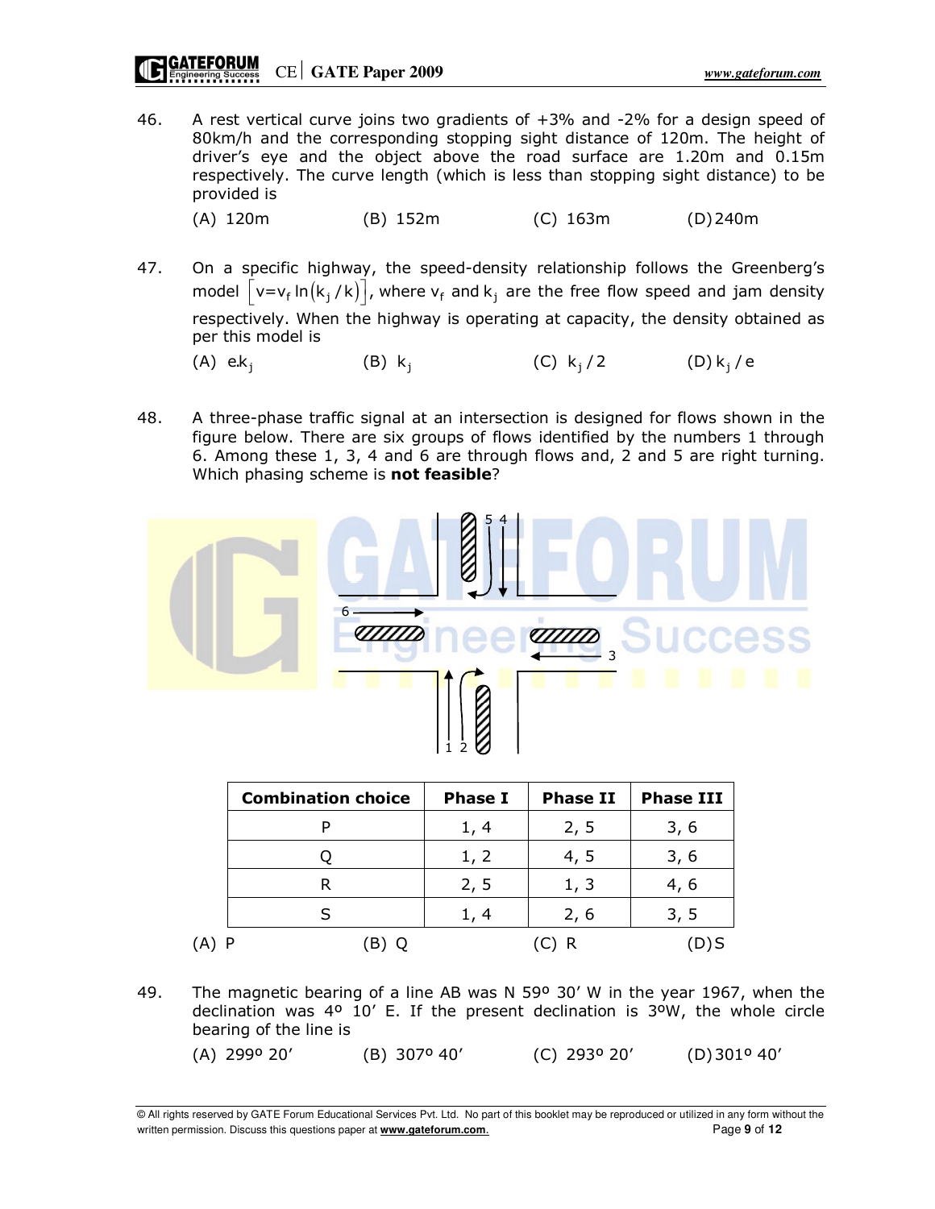46. A rest vertical curve joins two gradients of +3% and -2% for a design speed of 80km/h and the corresponding stopping sight distance of 120m. The height of driver's eye and the object above the road surface are 1.20m and 0.15m respectively. The curve length (which is less than stopping sight distance) to be provided is

 (A) 120m (B) 152m (C) 163m (D) 240m

47. On a specific highway, the speed-density relationship follows the Greenberg's model $\left[v = v_f \ln\left(k_j / k\right)\right]$, where $v_f$ and $k_j$ are the free flow speed and jam density respectively. When the highway is operating at capacity, the density obtained as per this model is

 (A) $e.k_j$ (B) $k_j$ (C) $k_j / 2$ (D) $k_j / e$

48. A three-phase traffic signal at an intersection is designed for flows shown in the figure below. There are six groups of flows identified by the numbers 1 through 6. Among these 1, 3, 4 and 6 are through flows and, 2 and 5 are right turning. Which phasing scheme is **not feasible**?

5 4

6

3

1 2

| Combination choice | Phase I | Phase II | Phase III |
|---|---|---|---|
| P | 1, 4 | 2, 5 | 3, 6 |
| Q | 1, 2 | 4, 5 | 3, 6 |
| R | 2, 5 | 1, 3 | 4, 6 |
| S | 1, 4 | 2, 6 | 3, 5 |

 (A) P (B) Q (C) R (D) S

49. The magnetic bearing of a line AB was N 59º 30' W in the year 1967, when the declination was 4º 10' E. If the present declination is 3ºW, the whole circle bearing of the line is

 (A) 299º 20' (B) 307º 40' (C) 293º 20' (D) 301º 40'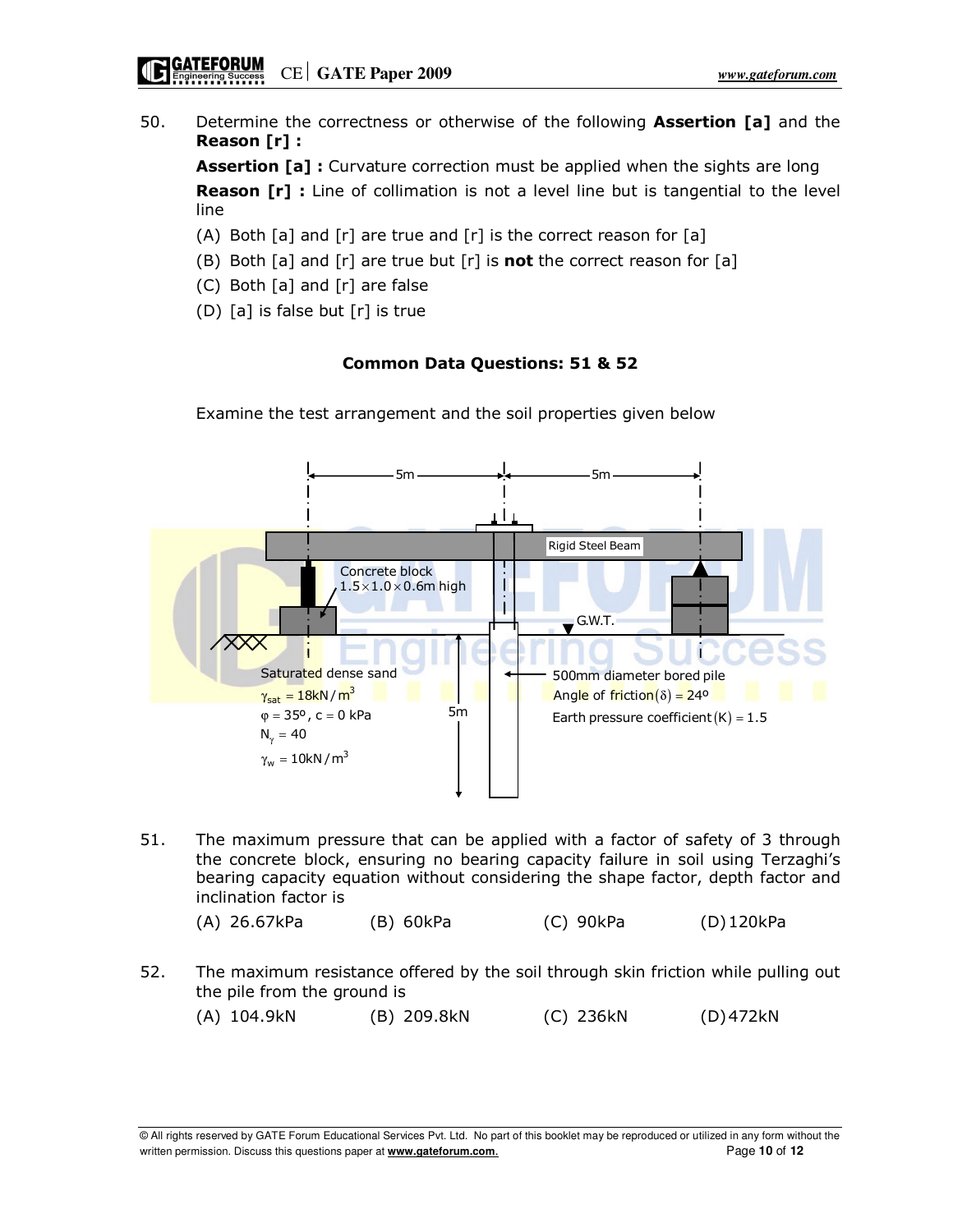50. Determine the correctness or otherwise of the following **Assertion [a]** and the **Reason [r] :**

**Assertion [a] :** Curvature correction must be applied when the sights are long

**Reason [r] :** Line of collimation is not a level line but is tangential to the level line

(A) Both [a] and [r] are true and [r] is the correct reason for [a]

(B) Both [a] and [r] are true but [r] is **not** the correct reason for [a]

(C) Both [a] and [r] are false

(D) [a] is false but [r] is true

**Common Data Questions: 51 & 52**

Examine the test arrangement and the soil properties given below

5m

5m

Rigid Steel Beam

Concrete block $1.5 \times 1.0 \times 0.6$m high

G.W.T.

Saturated dense sand

$\gamma_{sat} = 18 kN/m^3$

$\varphi = 35^o$, $c = 0$ kPa

$N_\gamma = 40$

$\gamma_w = 10 kN/m^3$

5m

500mm diameter bored pile

Angle of friction$(\delta) = 24^o$

Earth pressure coefficient$(K) = 1.5$

51. The maximum pressure that can be applied with a factor of safety of 3 through the concrete block, ensuring no bearing capacity failure in soil using Terzaghi's bearing capacity equation without considering the shape factor, depth factor and inclination factor is

(A) 26.67kPa (B) 60kPa (C) 90kPa (D) 120kPa

52. The maximum resistance offered by the soil through skin friction while pulling out the pile from the ground is

(A) 104.9kN (B) 209.8kN (C) 236kN (D) 472kN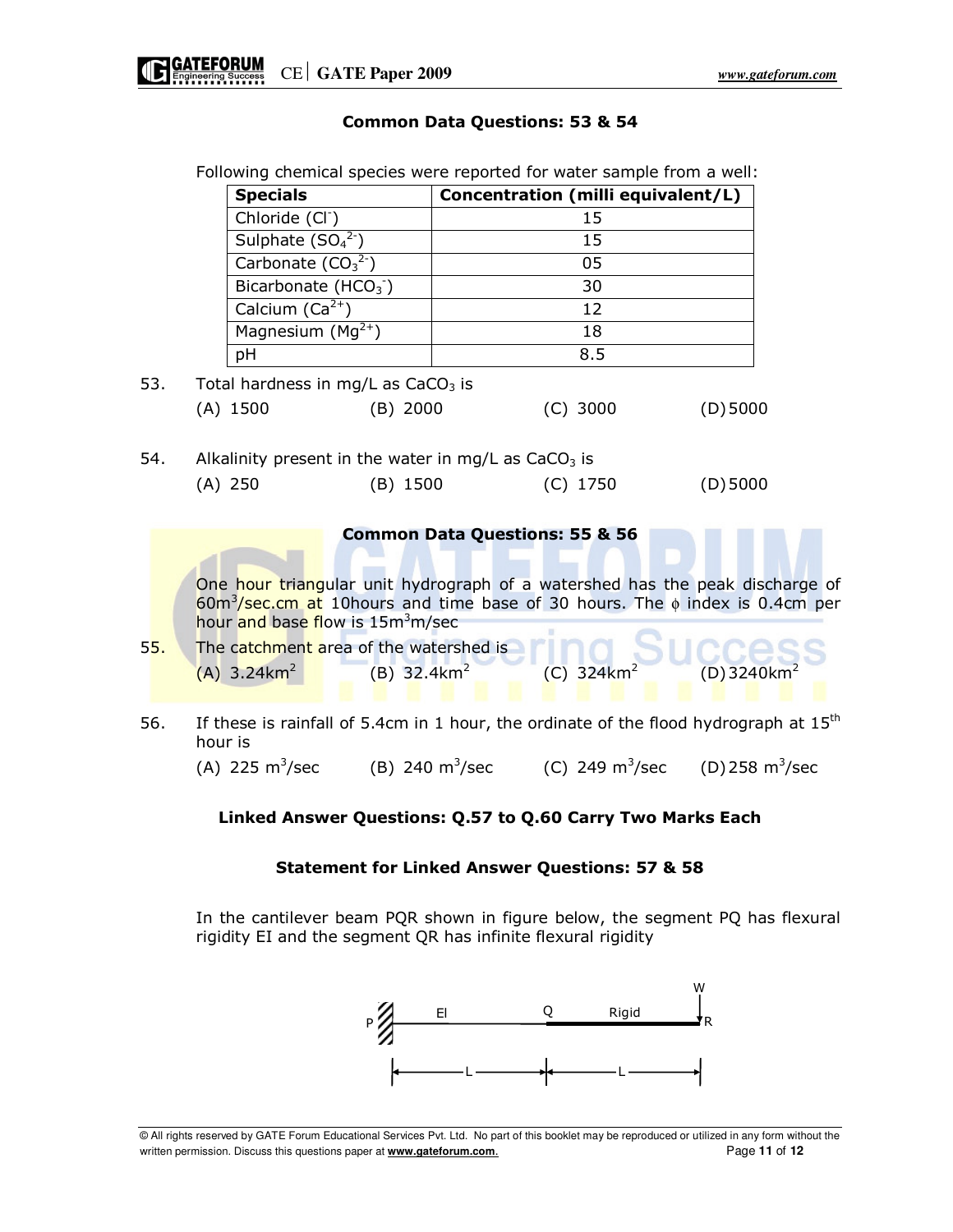**Common Data Questions: 53 & 54**

Following chemical species were reported for water sample from a well:

| Specials | Concentration (milli equivalent/L) |
|---|---|
| Chloride ($Cl^-$) | 15 |
| Sulphate ($SO_4^{2-}$) | 15 |
| Carbonate ($CO_3^{2-}$) | 05 |
| Bicarbonate ($HCO_3^-$) | 30 |
| Calcium ($Ca^{2+}$) | 12 |
| Magnesium ($Mg^{2+}$) | 18 |
| pH | 8.5 |

53. Total hardness in mg/L as $CaCO_3$ is

(A) 1500 (B) 2000 (C) 3000 (D) 5000

54. Alkalinity present in the water in mg/L as $CaCO_3$ is

(A) 250 (B) 1500 (C) 1750 (D) 5000

**Common Data Questions: 55 & 56**

One hour triangular unit hydrograph of a watershed has the peak discharge of $60 m^3$/sec.cm at 10hours and time base of 30 hours. The $\phi$ index is 0.4cm per hour and base flow is $15m^3m$/sec

55. The catchment area of the watershed is

(A) $3.24km^2$ (B) $32.4km^2$ (C) $324km^2$ (D) $3240km^2$

56. If these is rainfall of 5.4cm in 1 hour, the ordinate of the flood hydrograph at 15th hour is

(A) 225 $m^3$/sec (B) 240 $m^3$/sec (C) 249 $m^3$/sec (D) 258 $m^3$/sec

**Linked Answer Questions: Q.57 to Q.60 Carry Two Marks Each**

**Statement for Linked Answer Questions: 57 & 58**

In the cantilever beam PQR shown in figure below, the segment PQ has flexural rigidity EI and the segment QR has infinite flexural rigidity

W

P EI Q Rigid R

L L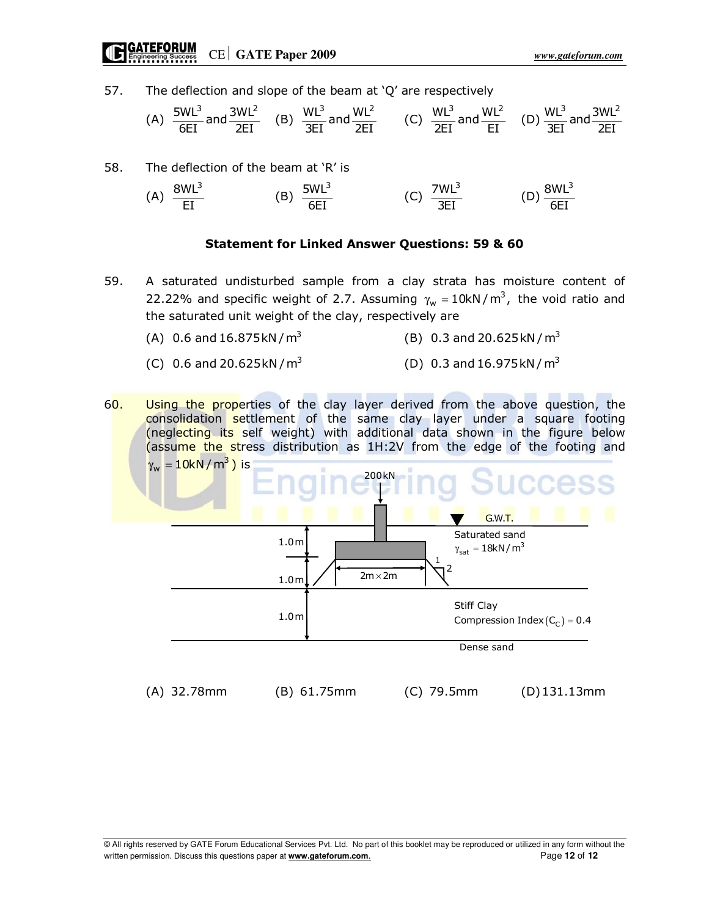57. The deflection and slope of the beam at 'Q' are respectively

(A) $\frac{5WL^3}{6EI}$ and $\frac{3WL^2}{2EI}$ (B) $\frac{WL^3}{3EI}$ and $\frac{WL^2}{2EI}$ (C) $\frac{WL^3}{2EI}$ and $\frac{WL^2}{EI}$ (D) $\frac{WL^3}{3EI}$ and $\frac{3WL^2}{2EI}$

58. The deflection of the beam at 'R' is

(A) $\frac{8WL^3}{EI}$ (B) $\frac{5WL^3}{6EI}$ (C) $\frac{7WL^3}{3EI}$ (D) $\frac{8WL^3}{6EI}$

**Statement for Linked Answer Questions: 59 & 60**

59. A saturated undisturbed sample from a clay strata has moisture content of 22.22% and specific weight of 2.7. Assuming $\gamma_w = 10kN/m^3$, the void ratio and the saturated unit weight of the clay, respectively are

(A) 0.6 and $16.875 kN/m^3$ (B) 0.3 and $20.625 kN/m^3$

(C) 0.6 and $20.625 kN/m^3$ (D) 0.3 and $16.975 kN/m^3$

60. Using the properties of the clay layer derived from the above question, the consolidation settlement of the same clay layer under a square footing (neglecting its self weight) with additional data shown in the figure below (assume the stress distribution as 1H:2V from the edge of the footing and $\gamma_w = 10kN/m^3$) is

200kN

G.W.T.

Saturated sand

$\gamma_{sat} = 18kN/m^3$

1.0m

1.0m

1.0m

1

2

$2m \times 2m$

Stiff Clay

Compression Index $(C_C) = 0.4$

Dense sand

(A) 32.78mm (B) 61.75mm (C) 79.5mm (D) 131.13mm